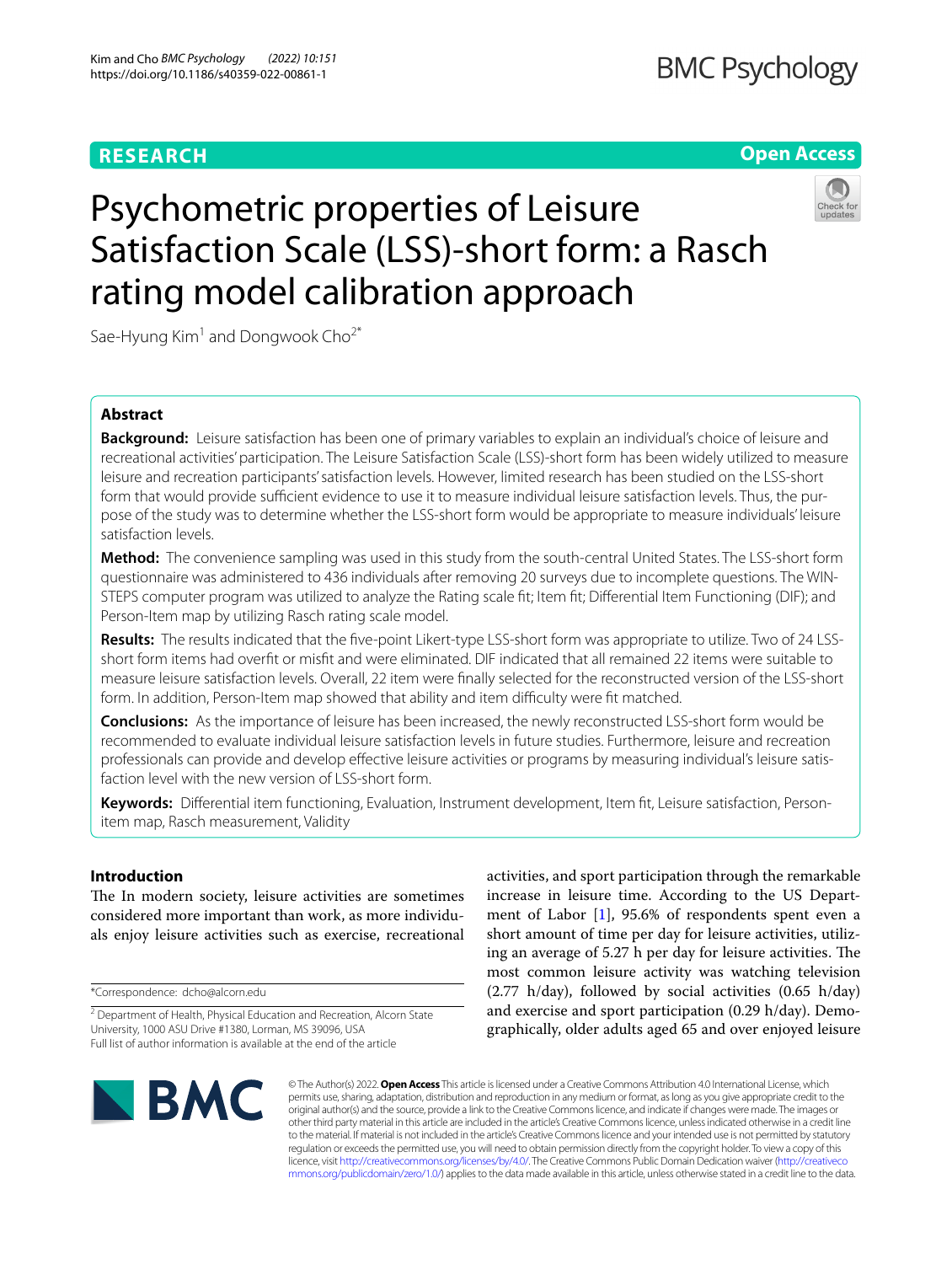**RESEARCH** **Open Access**

# Psychometric properties of Leisure Satisfaction Scale (LSS)-short form: a Rasch rating model calibration approach

Sae-Hyung Kim[1] and Dongwook Cho[2*]

## Abstract

**Background:** Leisure satisfaction has been one of primary variables to explain an individual's choice of leisure and recreational activities' participation. The Leisure Satisfaction Scale (LSS)-short form has been widely utilized to measure leisure and recreation participants' satisfaction levels. However, limited research has been studied on the LSS-short form that would provide sufficient evidence to use it to measure individual leisure satisfaction levels. Thus, the purpose of the study was to determine whether the LSS-short form would be appropriate to measure individuals' leisure satisfaction levels.

**Method:** The convenience sampling was used in this study from the south-central United States. The LSS-short form questionnaire was administered to 436 individuals after removing 20 surveys due to incomplete questions. The WINSTEPS computer program was utilized to analyze the Rating scale fit; Item fit; Differential Item Functioning (DIF); and Person-Item map by utilizing Rasch rating scale model.

**Results:** The results indicated that the five-point Likert-type LSS-short form was appropriate to utilize. Two of 24 LSS-short form items had overfit or misfit and were eliminated. DIF indicated that all remained 22 items were suitable to measure leisure satisfaction levels. Overall, 22 item were finally selected for the reconstructed version of the LSS-short form. In addition, Person-Item map showed that ability and item difficulty were fit matched.

**Conclusions:** As the importance of leisure has been increased, the newly reconstructed LSS-short form would be recommended to evaluate individual leisure satisfaction levels in future studies. Furthermore, leisure and recreation professionals can provide and develop effective leisure activities or programs by measuring individual's leisure satisfaction level with the new version of LSS-short form.

**Keywords:** Differential item functioning, Evaluation, Instrument development, Item fit, Leisure satisfaction, Person-item map, Rasch measurement, Validity

## Introduction

The In modern society, leisure activities are sometimes considered more important than work, as more individuals enjoy leisure activities such as exercise, recreational activities, and sport participation through the remarkable increase in leisure time. According to the US Department of Labor [1], 95.6% of respondents spent even a short amount of time per day for leisure activities, utilizing an average of 5.27 h per day for leisure activities. The most common leisure activity was watching television (2.77 h/day), followed by social activities (0.65 h/day) and exercise and sport participation (0.29 h/day). Demographically, older adults aged 65 and over enjoyed leisure

*Correspondence: dcho@alcorn.edu

[2] Department of Health, Physical Education and Recreation, Alcorn State University, 1000 ASU Drive #1380, Lorman, MS 39096, USA

Full list of author information is available at the end of the article

© The Author(s) 2022. **Open Access** This article is licensed under a Creative Commons Attribution 4.0 International License, which permits use, sharing, adaptation, distribution and reproduction in any medium or format, as long as you give appropriate credit to the original author(s) and the source, provide a link to the Creative Commons licence, and indicate if changes were made. The images or other third party material in this article are included in the article's Creative Commons licence, unless indicated otherwise in a credit line to the material. If material is not included in the article's Creative Commons licence and your intended use is not permitted by statutory regulation or exceeds the permitted use, you will need to obtain permission directly from the copyright holder. To view a copy of this licence, visit http://creativecommons.org/licenses/by/4.0/. The Creative Commons Public Domain Dedication waiver (http://creativecommons.org/publicdomain/zero/1.0/) applies to the data made available in this article, unless otherwise stated in a credit line to the data.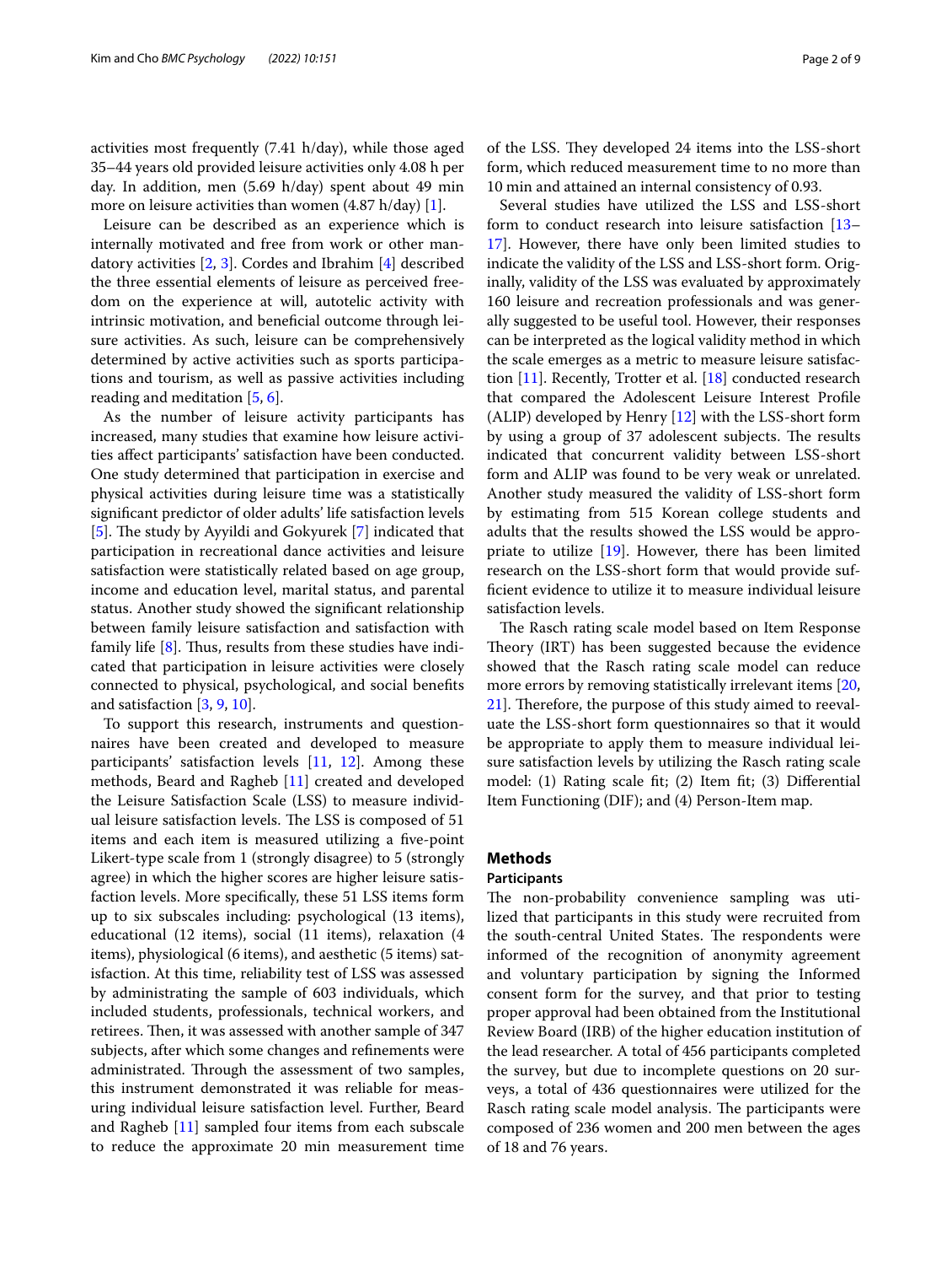activities most frequently (7.41 h/day), while those aged 35–44 years old provided leisure activities only 4.08 h per day. In addition, men (5.69 h/day) spent about 49 min more on leisure activities than women (4.87 h/day) [1].

Leisure can be described as an experience which is internally motivated and free from work or other mandatory activities [2, 3]. Cordes and Ibrahim [4] described the three essential elements of leisure as perceived freedom on the experience at will, autotelic activity with intrinsic motivation, and beneficial outcome through leisure activities. As such, leisure can be comprehensively determined by active activities such as sports participations and tourism, as well as passive activities including reading and meditation [5, 6].

As the number of leisure activity participants has increased, many studies that examine how leisure activities affect participants' satisfaction have been conducted. One study determined that participation in exercise and physical activities during leisure time was a statistically significant predictor of older adults' life satisfaction levels [5]. The study by Ayyildi and Gokyurek [7] indicated that participation in recreational dance activities and leisure satisfaction were statistically related based on age group, income and education level, marital status, and parental status. Another study showed the significant relationship between family leisure satisfaction and satisfaction with family life [8]. Thus, results from these studies have indicated that participation in leisure activities were closely connected to physical, psychological, and social benefits and satisfaction [3, 9, 10].

To support this research, instruments and questionnaires have been created and developed to measure participants' satisfaction levels [11, 12]. Among these methods, Beard and Ragheb [11] created and developed the Leisure Satisfaction Scale (LSS) to measure individual leisure satisfaction levels. The LSS is composed of 51 items and each item is measured utilizing a five-point Likert-type scale from 1 (strongly disagree) to 5 (strongly agree) in which the higher scores are higher leisure satisfaction levels. More specifically, these 51 LSS items form up to six subscales including: psychological (13 items), educational (12 items), social (11 items), relaxation (4 items), physiological (6 items), and aesthetic (5 items) satisfaction. At this time, reliability test of LSS was assessed by administrating the sample of 603 individuals, which included students, professionals, technical workers, and retirees. Then, it was assessed with another sample of 347 subjects, after which some changes and refinements were administrated. Through the assessment of two samples, this instrument demonstrated it was reliable for measuring individual leisure satisfaction level. Further, Beard and Ragheb [11] sampled four items from each subscale to reduce the approximate 20 min measurement time of the LSS. They developed 24 items into the LSS-short form, which reduced measurement time to no more than 10 min and attained an internal consistency of 0.93.

Several studies have utilized the LSS and LSS-short form to conduct research into leisure satisfaction [13–17]. However, there have only been limited studies to indicate the validity of the LSS and LSS-short form. Originally, validity of the LSS was evaluated by approximately 160 leisure and recreation professionals and was generally suggested to be useful tool. However, their responses can be interpreted as the logical validity method in which the scale emerges as a metric to measure leisure satisfaction [11]. Recently, Trotter et al. [18] conducted research that compared the Adolescent Leisure Interest Profile (ALIP) developed by Henry [12] with the LSS-short form by using a group of 37 adolescent subjects. The results indicated that concurrent validity between LSS-short form and ALIP was found to be very weak or unrelated. Another study measured the validity of LSS-short form by estimating from 515 Korean college students and adults that the results showed the LSS would be appropriate to utilize [19]. However, there has been limited research on the LSS-short form that would provide sufficient evidence to utilize it to measure individual leisure satisfaction levels.

The Rasch rating scale model based on Item Response Theory (IRT) has been suggested because the evidence showed that the Rasch rating scale model can reduce more errors by removing statistically irrelevant items [20, 21]. Therefore, the purpose of this study aimed to reevaluate the LSS-short form questionnaires so that it would be appropriate to apply them to measure individual leisure satisfaction levels by utilizing the Rasch rating scale model: (1) Rating scale fit; (2) Item fit; (3) Differential Item Functioning (DIF); and (4) Person-Item map.

## Methods

### Participants

The non-probability convenience sampling was utilized that participants in this study were recruited from the south-central United States. The respondents were informed of the recognition of anonymity agreement and voluntary participation by signing the Informed consent form for the survey, and that prior to testing proper approval had been obtained from the Institutional Review Board (IRB) of the higher education institution of the lead researcher. A total of 456 participants completed the survey, but due to incomplete questions on 20 surveys, a total of 436 questionnaires were utilized for the Rasch rating scale model analysis. The participants were composed of 236 women and 200 men between the ages of 18 and 76 years.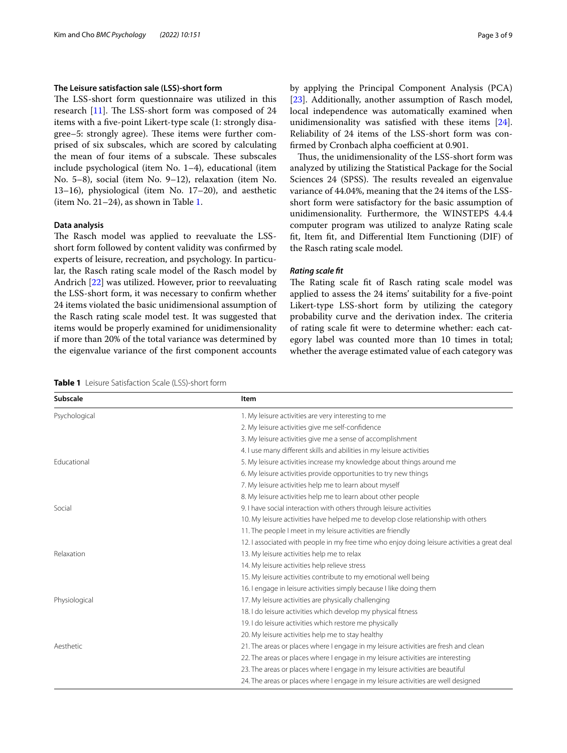### The Leisure satisfaction sale (LSS)-short form

The LSS-short form questionnaire was utilized in this research [11]. The LSS-short form was composed of 24 items with a five-point Likert-type scale (1: strongly disagree–5: strongly agree). These items were further comprised of six subscales, which are scored by calculating the mean of four items of a subscale. These subscales include psychological (item No. 1–4), educational (item No. 5–8), social (item No. 9–12), relaxation (item No. 13–16), physiological (item No. 17–20), and aesthetic (item No. 21–24), as shown in Table 1.

### Data analysis

The Rasch model was applied to reevaluate the LSS-short form followed by content validity was confirmed by experts of leisure, recreation, and psychology. In particular, the Rasch rating scale model of the Rasch model by Andrich [22] was utilized. However, prior to reevaluating the LSS-short form, it was necessary to confirm whether 24 items violated the basic unidimensional assumption of the Rasch rating scale model test. It was suggested that items would be properly examined for unidimensionality if more than 20% of the total variance was determined by the eigenvalue variance of the first component accounts by applying the Principal Component Analysis (PCA) [23]. Additionally, another assumption of Rasch model, local independence was automatically examined when unidimensionality was satisfied with these items [24]. Reliability of 24 items of the LSS-short form was confirmed by Cronbach alpha coefficient at 0.901.

Thus, the unidimensionality of the LSS-short form was analyzed by utilizing the Statistical Package for the Social Sciences 24 (SPSS). The results revealed an eigenvalue variance of 44.04%, meaning that the 24 items of the LSS-short form were satisfactory for the basic assumption of unidimensionality. Furthermore, the WINSTEPS 4.4.4 computer program was utilized to analyze Rating scale fit, Item fit, and Differential Item Functioning (DIF) of the Rasch rating scale model.

#### *Rating scale fit*

The Rating scale fit of Rasch rating scale model was applied to assess the 24 items' suitability for a five-point Likert-type LSS-short form by utilizing the category probability curve and the derivation index. The criteria of rating scale fit were to determine whether: each category label was counted more than 10 times in total; whether the average estimated value of each category was

**Table 1** Leisure Satisfaction Scale (LSS)-short form

| Subscale | Item |
|---|---|
| Psychological | 1. My leisure activities are very interesting to me |
| | 2. My leisure activities give me self-confidence |
| | 3. My leisure activities give me a sense of accomplishment |
| | 4. I use many different skills and abilities in my leisure activities |
| Educational | 5. My leisure activities increase my knowledge about things around me |
| | 6. My leisure activities provide opportunities to try new things |
| | 7. My leisure activities help me to learn about myself |
| | 8. My leisure activities help me to learn about other people |
| Social | 9. I have social interaction with others through leisure activities |
| | 10. My leisure activities have helped me to develop close relationship with others |
| | 11. The people I meet in my leisure activities are friendly |
| | 12. I associated with people in my free time who enjoy doing leisure activities a great deal |
| Relaxation | 13. My leisure activities help me to relax |
| | 14. My leisure activities help relieve stress |
| | 15. My leisure activities contribute to my emotional well being |
| | 16. I engage in leisure activities simply because I like doing them |
| Physiological | 17. My leisure activities are physically challenging |
| | 18. I do leisure activities which develop my physical fitness |
| | 19. I do leisure activities which restore me physically |
| | 20. My leisure activities help me to stay healthy |
| Aesthetic | 21. The areas or places where I engage in my leisure activities are fresh and clean |
| | 22. The areas or places where I engage in my leisure activities are interesting |
| | 23. The areas or places where I engage in my leisure activities are beautiful |
| | 24. The areas or places where I engage in my leisure activities are well designed |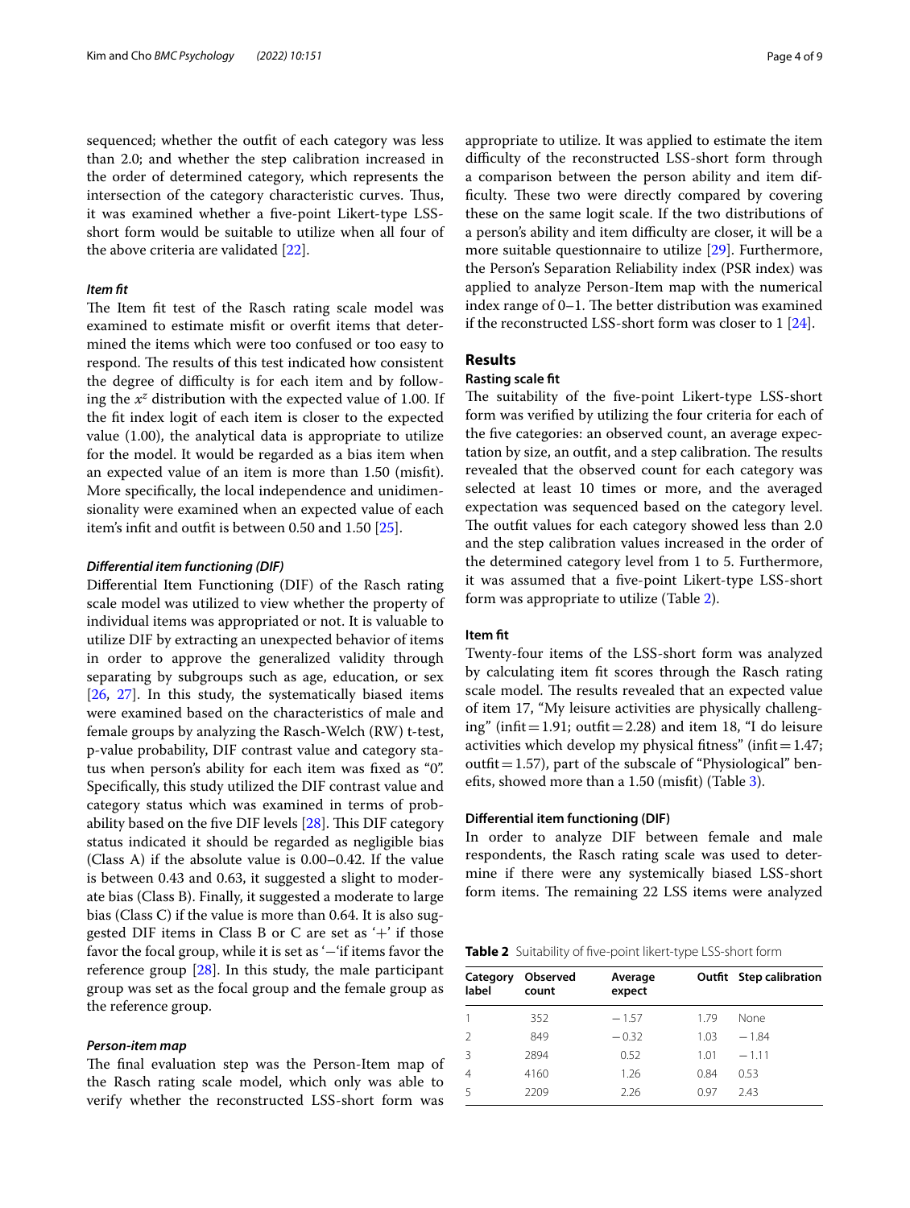sequenced; whether the outfit of each category was less than 2.0; and whether the step calibration increased in the order of determined category, which represents the intersection of the category characteristic curves. Thus, it was examined whether a five-point Likert-type LSS-short form would be suitable to utilize when all four of the above criteria are validated [22].

### *Item fit*

The Item fit test of the Rasch rating scale model was examined to estimate misfit or overfit items that determined the items which were too confused or too easy to respond. The results of this test indicated how consistent the degree of difficulty is for each item and by following the $x^z$ distribution with the expected value of 1.00. If the fit index logit of each item is closer to the expected value (1.00), the analytical data is appropriate to utilize for the model. It would be regarded as a bias item when an expected value of an item is more than 1.50 (misfit). More specifically, the local independence and unidimensionality were examined when an expected value of each item's infit and outfit is between 0.50 and 1.50 [25].

### *Differential item functioning (DIF)*

Differential Item Functioning (DIF) of the Rasch rating scale model was utilized to view whether the property of individual items was appropriated or not. It is valuable to utilize DIF by extracting an unexpected behavior of items in order to approve the generalized validity through separating by subgroups such as age, education, or sex [26, 27]. In this study, the systematically biased items were examined based on the characteristics of male and female groups by analyzing the Rasch-Welch (RW) t-test, p-value probability, DIF contrast value and category status when person's ability for each item was fixed as "0". Specifically, this study utilized the DIF contrast value and category status which was examined in terms of probability based on the five DIF levels [28]. This DIF category status indicated it should be regarded as negligible bias (Class A) if the absolute value is 0.00–0.42. If the value is between 0.43 and 0.63, it suggested a slight to moderate bias (Class B). Finally, it suggested a moderate to large bias (Class C) if the value is more than 0.64. It is also suggested DIF items in Class B or C are set as '+' if those favor the focal group, while it is set as '−'if items favor the reference group [28]. In this study, the male participant group was set as the focal group and the female group as the reference group.

### *Person-item map*

The final evaluation step was the Person-Item map of the Rasch rating scale model, which only was able to verify whether the reconstructed LSS-short form was appropriate to utilize. It was applied to estimate the item difficulty of the reconstructed LSS-short form through a comparison between the person ability and item difficulty. These two were directly compared by covering these on the same logit scale. If the two distributions of a person's ability and item difficulty are closer, it will be a more suitable questionnaire to utilize [29]. Furthermore, the Person's Separation Reliability index (PSR index) was applied to analyze Person-Item map with the numerical index range of 0–1. The better distribution was examined if the reconstructed LSS-short form was closer to 1 [24].

## Results

### Rasting scale fit

The suitability of the five-point Likert-type LSS-short form was verified by utilizing the four criteria for each of the five categories: an observed count, an average expectation by size, an outfit, and a step calibration. The results revealed that the observed count for each category was selected at least 10 times or more, and the averaged expectation was sequenced based on the category level. The outfit values for each category showed less than 2.0 and the step calibration values increased in the order of the determined category level from 1 to 5. Furthermore, it was assumed that a five-point Likert-type LSS-short form was appropriate to utilize (Table 2).

### Item fit

Twenty-four items of the LSS-short form was analyzed by calculating item fit scores through the Rasch rating scale model. The results revealed that an expected value of item 17, "My leisure activities are physically challenging" (infit = 1.91; outfit = 2.28) and item 18, "I do leisure activities which develop my physical fitness" (infit = 1.47; outfit = 1.57), part of the subscale of "Physiological" benefits, showed more than a 1.50 (misfit) (Table 3).

### Differential item functioning (DIF)

In order to analyze DIF between female and male respondents, the Rasch rating scale was used to determine if there were any systemically biased LSS-short form items. The remaining 22 LSS items were analyzed

**Table 2** Suitability of five-point likert-type LSS-short form

| Category label | Observed count | Average expect | Outfit | Step calibration |
|---|---|---|---|---|
| 1 | 352 | −1.57 | 1.79 | None |
| 2 | 849 | −0.32 | 1.03 | −1.84 |
| 3 | 2894 | 0.52 | 1.01 | −1.11 |
| 4 | 4160 | 1.26 | 0.84 | 0.53 |
| 5 | 2209 | 2.26 | 0.97 | 2.43 |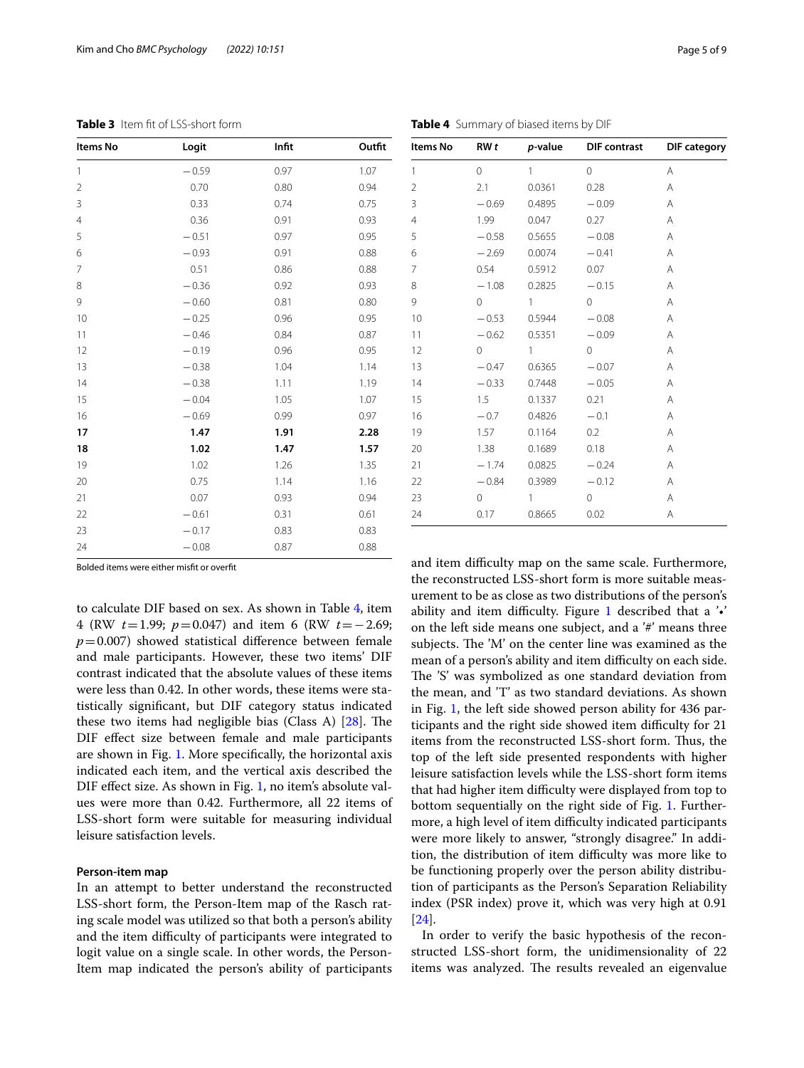**Table 3** Item fit of LSS-short form

| Items No | Logit | Infit | Outfit |
|---|---|---|---|
| 1 | −0.59 | 0.97 | 1.07 |
| 2 | 0.70 | 0.80 | 0.94 |
| 3 | 0.33 | 0.74 | 0.75 |
| 4 | 0.36 | 0.91 | 0.93 |
| 5 | −0.51 | 0.97 | 0.95 |
| 6 | −0.93 | 0.91 | 0.88 |
| 7 | 0.51 | 0.86 | 0.88 |
| 8 | −0.36 | 0.92 | 0.93 |
| 9 | −0.60 | 0.81 | 0.80 |
| 10 | −0.25 | 0.96 | 0.95 |
| 11 | −0.46 | 0.84 | 0.87 |
| 12 | −0.19 | 0.96 | 0.95 |
| 13 | −0.38 | 1.04 | 1.14 |
| 14 | −0.38 | 1.11 | 1.19 |
| 15 | −0.04 | 1.05 | 1.07 |
| 16 | −0.69 | 0.99 | 0.97 |
| **17** | **1.47** | **1.91** | **2.28** |
| **18** | **1.02** | **1.47** | **1.57** |
| 19 | 1.02 | 1.26 | 1.35 |
| 20 | 0.75 | 1.14 | 1.16 |
| 21 | 0.07 | 0.93 | 0.94 |
| 22 | −0.61 | 0.31 | 0.61 |
| 23 | −0.17 | 0.83 | 0.83 |
| 24 | −0.08 | 0.87 | 0.88 |

Bolded items were either misfit or overfit

**Table 4** Summary of biased items by DIF

| Items No | RW *t* | *p*-value | DIF contrast | DIF category |
|---|---|---|---|---|
| 1 | 0 | 1 | 0 | A |
| 2 | 2.1 | 0.0361 | 0.28 | A |
| 3 | −0.69 | 0.4895 | −0.09 | A |
| 4 | 1.99 | 0.047 | 0.27 | A |
| 5 | −0.58 | 0.5655 | −0.08 | A |
| 6 | −2.69 | 0.0074 | −0.41 | A |
| 7 | 0.54 | 0.5912 | 0.07 | A |
| 8 | −1.08 | 0.2825 | −0.15 | A |
| 9 | 0 | 1 | 0 | A |
| 10 | −0.53 | 0.5944 | −0.08 | A |
| 11 | −0.62 | 0.5351 | −0.09 | A |
| 12 | 0 | 1 | 0 | A |
| 13 | −0.47 | 0.6365 | −0.07 | A |
| 14 | −0.33 | 0.7448 | −0.05 | A |
| 15 | 1.5 | 0.1337 | 0.21 | A |
| 16 | −0.7 | 0.4826 | −0.1 | A |
| 19 | 1.57 | 0.1164 | 0.2 | A |
| 20 | 1.38 | 0.1689 | 0.18 | A |
| 21 | −1.74 | 0.0825 | −0.24 | A |
| 22 | −0.84 | 0.3989 | −0.12 | A |
| 23 | 0 | 1 | 0 | A |
| 24 | 0.17 | 0.8665 | 0.02 | A |

to calculate DIF based on sex. As shown in Table 4, item 4 (RW $t = 1.99$; $p = 0.047$) and item 6 (RW $t = -2.69$; $p = 0.007$) showed statistical difference between female and male participants. However, these two items' DIF contrast indicated that the absolute values of these items were less than 0.42. In other words, these items were statistically significant, but DIF category status indicated these two items had negligible bias (Class A) [28]. The DIF effect size between female and male participants are shown in Fig. 1. More specifically, the horizontal axis indicated each item, and the vertical axis described the DIF effect size. As shown in Fig. 1, no item's absolute values were more than 0.42. Furthermore, all 22 items of LSS-short form were suitable for measuring individual leisure satisfaction levels.

### Person-item map

In an attempt to better understand the reconstructed LSS-short form, the Person-Item map of the Rasch rating scale model was utilized so that both a person's ability and the item difficulty of participants were integrated to logit value on a single scale. In other words, the Person-Item map indicated the person's ability of participants and item difficulty map on the same scale. Furthermore, the reconstructed LSS-short form is more suitable measurement to be as close as two distributions of the person's ability and item difficulty. Figure 1 described that a '•' on the left side means one subject, and a '#' means three subjects. The 'M' on the center line was examined as the mean of a person's ability and item difficulty on each side. The 'S' was symbolized as one standard deviation from the mean, and 'T' as two standard deviations. As shown in Fig. 1, the left side showed person ability for 436 participants and the right side showed item difficulty for 21 items from the reconstructed LSS-short form. Thus, the top of the left side presented respondents with higher leisure satisfaction levels while the LSS-short form items that had higher item difficulty were displayed from top to bottom sequentially on the right side of Fig. 1. Furthermore, a high level of item difficulty indicated participants were more likely to answer, "strongly disagree." In addition, the distribution of item difficulty was more like to be functioning properly over the person ability distribution of participants as the Person's Separation Reliability index (PSR index) prove it, which was very high at 0.91 [24].

In order to verify the basic hypothesis of the reconstructed LSS-short form, the unidimensionality of 22 items was analyzed. The results revealed an eigenvalue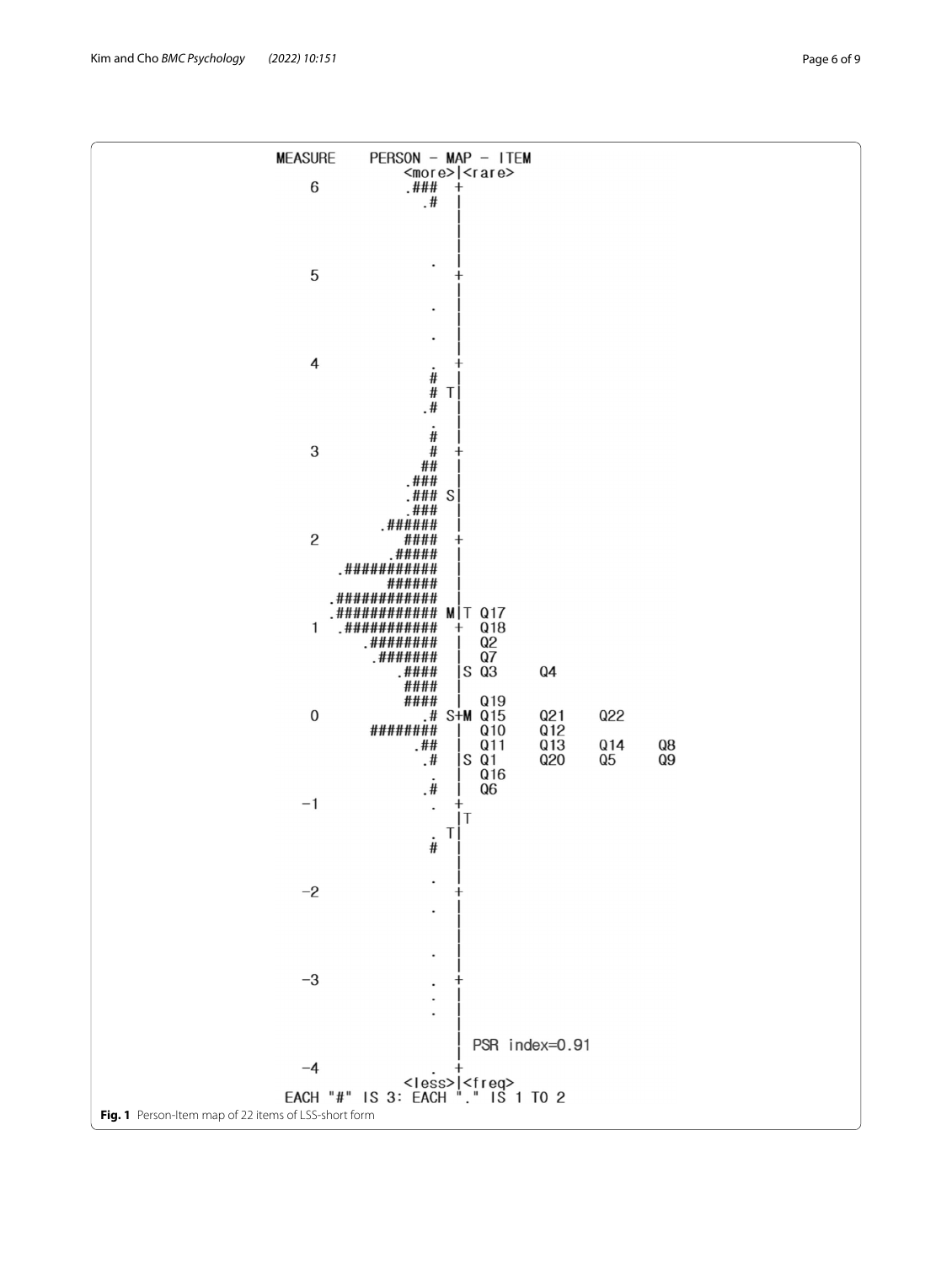```
MEASURE     PERSON - MAP - ITEM
                 <more>|<rare>
   6               .###  +
                     .#  |
                         |
                         |
                         |
                      .  |
   5                  .  +
                         |
                      .  |
                         |
                      .  |
                         |
   4                  .  +
                      #  |
                      # T|
                     .#  |
                         |
                      .  |
                      #  |
   3                  #  +
                     ##  |
                   .###  |
                   .### S|
                   .###  |
                .######  |
   2               ####  +
                 .#####  |
           .###########  |
                 ######  |
          .############  |
          .############ M|T Q17
   1       .###########  +  Q18
              .########  |  Q2
               .#######  |  Q7
                  .####  |S Q3     Q4
                   ####  |
                   ####  |  Q19
   0                 .# S+M Q15    Q21    Q22
               ########  |  Q10    Q12
                    .##  |  Q11    Q13    Q14    Q8
                     .#  |S Q1     Q20    Q5     Q9
                      .  |  Q16
                     .#  |  Q6
  -1                  .  +
                         |T
                      . T|
                      #  |
                         |
                      .  |
  -2                  .  +
                      .  |
                         |
                         |
                      .  |
  -3                  .  +
                      .  |
                      .  |
                         |
                         |  PSR index=0.91
                         |
  -4                  .  +
                 <less>|<freq>
  EACH "#" IS 3: EACH "." IS 1 TO 2
```

**Fig. 1** Person-Item map of 22 items of LSS-short form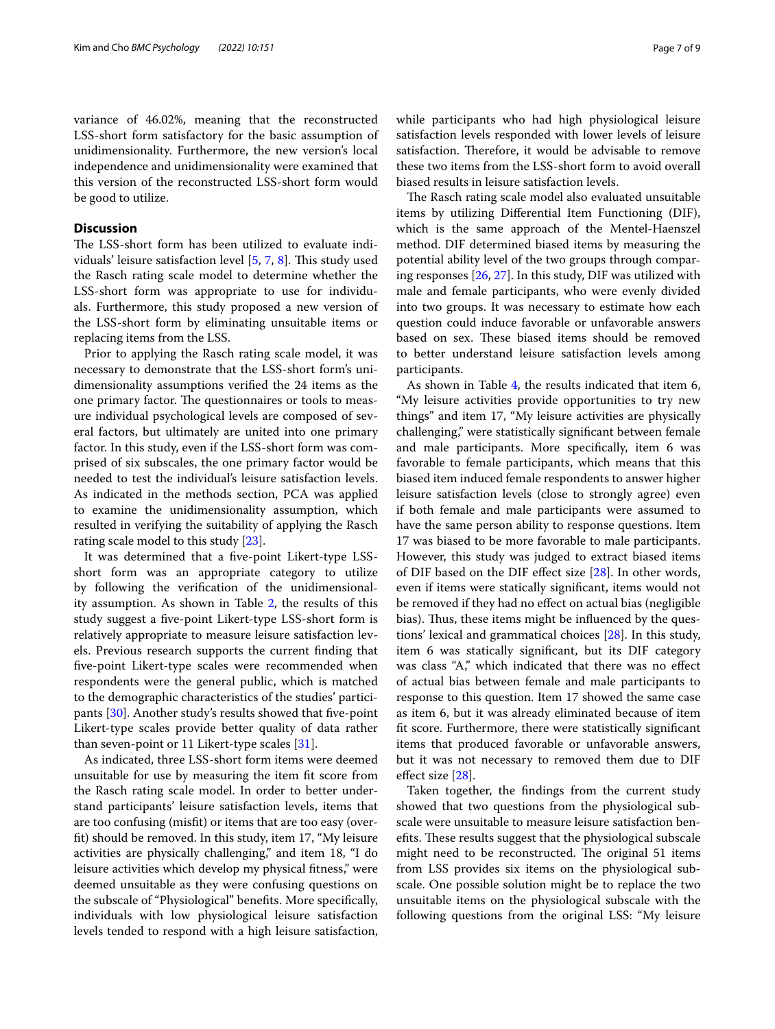variance of 46.02%, meaning that the reconstructed LSS-short form satisfactory for the basic assumption of unidimensionality. Furthermore, the new version's local independence and unidimensionality were examined that this version of the reconstructed LSS-short form would be good to utilize.

## Discussion

The LSS-short form has been utilized to evaluate individuals' leisure satisfaction level [5, 7, 8]. This study used the Rasch rating scale model to determine whether the LSS-short form was appropriate to use for individuals. Furthermore, this study proposed a new version of the LSS-short form by eliminating unsuitable items or replacing items from the LSS.

Prior to applying the Rasch rating scale model, it was necessary to demonstrate that the LSS-short form's unidimensionality assumptions verified the 24 items as the one primary factor. The questionnaires or tools to measure individual psychological levels are composed of several factors, but ultimately are united into one primary factor. In this study, even if the LSS-short form was comprised of six subscales, the one primary factor would be needed to test the individual's leisure satisfaction levels. As indicated in the methods section, PCA was applied to examine the unidimensionality assumption, which resulted in verifying the suitability of applying the Rasch rating scale model to this study [23].

It was determined that a five-point Likert-type LSS-short form was an appropriate category to utilize by following the verification of the unidimensionality assumption. As shown in Table 2, the results of this study suggest a five-point Likert-type LSS-short form is relatively appropriate to measure leisure satisfaction levels. Previous research supports the current finding that five-point Likert-type scales were recommended when respondents were the general public, which is matched to the demographic characteristics of the studies' participants [30]. Another study's results showed that five-point Likert-type scales provide better quality of data rather than seven-point or 11 Likert-type scales [31].

As indicated, three LSS-short form items were deemed unsuitable for use by measuring the item fit score from the Rasch rating scale model. In order to better understand participants' leisure satisfaction levels, items that are too confusing (misfit) or items that are too easy (overfit) should be removed. In this study, item 17, "My leisure activities are physically challenging," and item 18, "I do leisure activities which develop my physical fitness," were deemed unsuitable as they were confusing questions on the subscale of "Physiological" benefits. More specifically, individuals with low physiological leisure satisfaction levels tended to respond with a high leisure satisfaction, while participants who had high physiological leisure satisfaction levels responded with lower levels of leisure satisfaction. Therefore, it would be advisable to remove these two items from the LSS-short form to avoid overall biased results in leisure satisfaction levels.

The Rasch rating scale model also evaluated unsuitable items by utilizing Differential Item Functioning (DIF), which is the same approach of the Mentel-Haenszel method. DIF determined biased items by measuring the potential ability level of the two groups through comparing responses [26, 27]. In this study, DIF was utilized with male and female participants, who were evenly divided into two groups. It was necessary to estimate how each question could induce favorable or unfavorable answers based on sex. These biased items should be removed to better understand leisure satisfaction levels among participants.

As shown in Table 4, the results indicated that item 6, "My leisure activities provide opportunities to try new things" and item 17, "My leisure activities are physically challenging," were statistically significant between female and male participants. More specifically, item 6 was favorable to female participants, which means that this biased item induced female respondents to answer higher leisure satisfaction levels (close to strongly agree) even if both female and male participants were assumed to have the same person ability to response questions. Item 17 was biased to be more favorable to male participants. However, this study was judged to extract biased items of DIF based on the DIF effect size [28]. In other words, even if items were statically significant, items would not be removed if they had no effect on actual bias (negligible bias). Thus, these items might be influenced by the questions' lexical and grammatical choices [28]. In this study, item 6 was statically significant, but its DIF category was class "A," which indicated that there was no effect of actual bias between female and male participants to response to this question. Item 17 showed the same case as item 6, but it was already eliminated because of item fit score. Furthermore, there were statistically significant items that produced favorable or unfavorable answers, but it was not necessary to removed them due to DIF effect size [28].

Taken together, the findings from the current study showed that two questions from the physiological subscale were unsuitable to measure leisure satisfaction benefits. These results suggest that the physiological subscale might need to be reconstructed. The original 51 items from LSS provides six items on the physiological subscale. One possible solution might be to replace the two unsuitable items on the physiological subscale with the following questions from the original LSS: "My leisure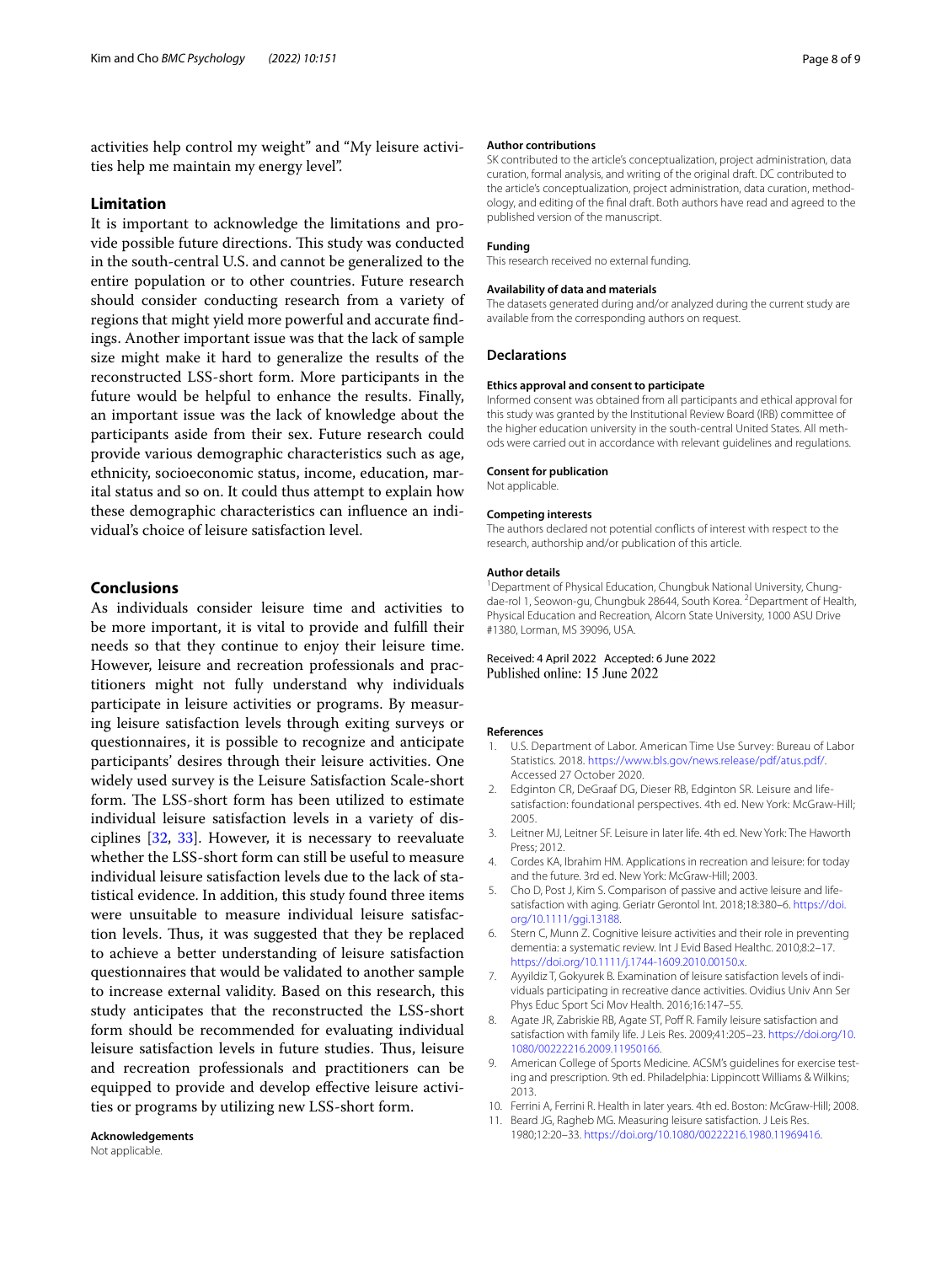activities help control my weight" and "My leisure activities help me maintain my energy level".

## Limitation

It is important to acknowledge the limitations and provide possible future directions. This study was conducted in the south-central U.S. and cannot be generalized to the entire population or to other countries. Future research should consider conducting research from a variety of regions that might yield more powerful and accurate findings. Another important issue was that the lack of sample size might make it hard to generalize the results of the reconstructed LSS-short form. More participants in the future would be helpful to enhance the results. Finally, an important issue was the lack of knowledge about the participants aside from their sex. Future research could provide various demographic characteristics such as age, ethnicity, socioeconomic status, income, education, marital status and so on. It could thus attempt to explain how these demographic characteristics can influence an individual's choice of leisure satisfaction level.

## Conclusions

As individuals consider leisure time and activities to be more important, it is vital to provide and fulfill their needs so that they continue to enjoy their leisure time. However, leisure and recreation professionals and practitioners might not fully understand why individuals participate in leisure activities or programs. By measuring leisure satisfaction levels through exiting surveys or questionnaires, it is possible to recognize and anticipate participants' desires through their leisure activities. One widely used survey is the Leisure Satisfaction Scale-short form. The LSS-short form has been utilized to estimate individual leisure satisfaction levels in a variety of disciplines [32, 33]. However, it is necessary to reevaluate whether the LSS-short form can still be useful to measure individual leisure satisfaction levels due to the lack of statistical evidence. In addition, this study found three items were unsuitable to measure individual leisure satisfaction levels. Thus, it was suggested that they be replaced to achieve a better understanding of leisure satisfaction questionnaires that would be validated to another sample to increase external validity. Based on this research, this study anticipates that the reconstructed the LSS-short form should be recommended for evaluating individual leisure satisfaction levels in future studies. Thus, leisure and recreation professionals and practitioners can be equipped to provide and develop effective leisure activities or programs by utilizing new LSS-short form.

**Acknowledgements**
Not applicable.

**Author contributions**
SK contributed to the article's conceptualization, project administration, data curation, formal analysis, and writing of the original draft. DC contributed to the article's conceptualization, project administration, data curation, methodology, and editing of the final draft. Both authors have read and agreed to the published version of the manuscript.

**Funding**
This research received no external funding.

**Availability of data and materials**
The datasets generated during and/or analyzed during the current study are available from the corresponding authors on request.

## Declarations

**Ethics approval and consent to participate**
Informed consent was obtained from all participants and ethical approval for this study was granted by the Institutional Review Board (IRB) committee of the higher education university in the south-central United States. All methods were carried out in accordance with relevant guidelines and regulations.

**Consent for publication**
Not applicable.

**Competing interests**
The authors declared not potential conflicts of interest with respect to the research, authorship and/or publication of this article.

**Author details**
[1]Department of Physical Education, Chungbuk National University, Chungdae-rol 1, Seowon-gu, Chungbuk 28644, South Korea. [2]Department of Health, Physical Education and Recreation, Alcorn State University, 1000 ASU Drive #1380, Lorman, MS 39096, USA.

Received: 4 April 2022 Accepted: 6 June 2022
Published online: 15 June 2022

## References

1. U.S. Department of Labor. American Time Use Survey: Bureau of Labor Statistics. 2018. https://www.bls.gov/news.release/pdf/atus.pdf/. Accessed 27 October 2020.
2. Edginton CR, DeGraaf DG, Dieser RB, Edginton SR. Leisure and life-satisfaction: foundational perspectives. 4th ed. New York: McGraw-Hill; 2005.
3. Leitner MJ, Leitner SF. Leisure in later life. 4th ed. New York: The Haworth Press; 2012.
4. Cordes KA, Ibrahim HM. Applications in recreation and leisure: for today and the future. 3rd ed. New York: McGraw-Hill; 2003.
5. Cho D, Post J, Kim S. Comparison of passive and active leisure and life-satisfaction with aging. Geriatr Gerontol Int. 2018;18:380–6. https://doi.org/10.1111/ggi.13188.
6. Stern C, Munn Z. Cognitive leisure activities and their role in preventing dementia: a systematic review. Int J Evid Based Healthc. 2010;8:2–17. https://doi.org/10.1111/j.1744-1609.2010.00150.x.
7. Ayyildiz T, Gokyurek B. Examination of leisure satisfaction levels of individuals participating in recreative dance activities. Ovidius Univ Ann Ser Phys Educ Sport Sci Mov Health. 2016;16:147–55.
8. Agate JR, Zabriskie RB, Agate ST, Poff R. Family leisure satisfaction and satisfaction with family life. J Leis Res. 2009;41:205–23. https://doi.org/10.1080/00222216.2009.11950166.
9. American College of Sports Medicine. ACSM's guidelines for exercise testing and prescription. 9th ed. Philadelphia: Lippincott Williams & Wilkins; 2013.
10. Ferrini A, Ferrini R. Health in later years. 4th ed. Boston: McGraw-Hill; 2008.
11. Beard JG, Ragheb MG. Measuring leisure satisfaction. J Leis Res. 1980;12:20–33. https://doi.org/10.1080/00222216.1980.11969416.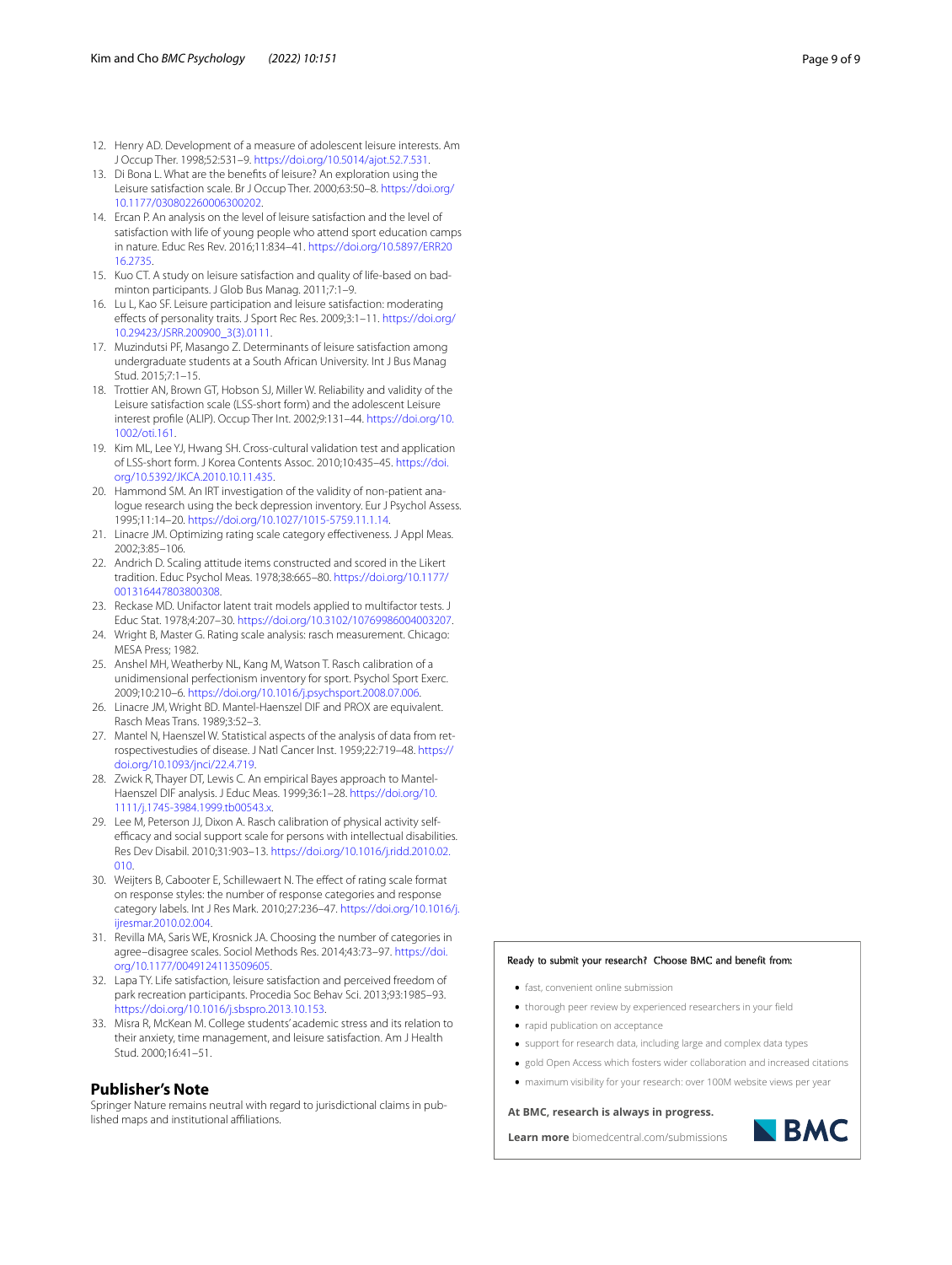12. Henry AD. Development of a measure of adolescent leisure interests. Am J Occup Ther. 1998;52:531–9. https://doi.org/10.5014/ajot.52.7.531.
13. Di Bona L. What are the benefits of leisure? An exploration using the Leisure satisfaction scale. Br J Occup Ther. 2000;63:50–8. https://doi.org/10.1177/030802260006300202.
14. Ercan P. An analysis on the level of leisure satisfaction and the level of satisfaction with life of young people who attend sport education camps in nature. Educ Res Rev. 2016;11:834–41. https://doi.org/10.5897/ERR2016.2735.
15. Kuo CT. A study on leisure satisfaction and quality of life-based on badminton participants. J Glob Bus Manag. 2011;7:1–9.
16. Lu L, Kao SF. Leisure participation and leisure satisfaction: moderating effects of personality traits. J Sport Rec Res. 2009;3:1–11. https://doi.org/10.29423/JSRR.200900_3(3).0111.
17. Muzindutsi PF, Masango Z. Determinants of leisure satisfaction among undergraduate students at a South African University. Int J Bus Manag Stud. 2015;7:1–15.
18. Trottier AN, Brown GT, Hobson SJ, Miller W. Reliability and validity of the Leisure satisfaction scale (LSS-short form) and the adolescent Leisure interest profile (ALIP). Occup Ther Int. 2002;9:131–44. https://doi.org/10.1002/oti.161.
19. Kim ML, Lee YJ, Hwang SH. Cross-cultural validation test and application of LSS-short form. J Korea Contents Assoc. 2010;10:435–45. https://doi.org/10.5392/JKCA.2010.10.11.435.
20. Hammond SM. An IRT investigation of the validity of non-patient analogue research using the beck depression inventory. Eur J Psychol Assess. 1995;11:14–20. https://doi.org/10.1027/1015-5759.11.1.14.
21. Linacre JM. Optimizing rating scale category effectiveness. J Appl Meas. 2002;3:85–106.
22. Andrich D. Scaling attitude items constructed and scored in the Likert tradition. Educ Psychol Meas. 1978;38:665–80. https://doi.org/10.1177/001316447803800308.
23. Reckase MD. Unifactor latent trait models applied to multifactor tests. J Educ Stat. 1978;4:207–30. https://doi.org/10.3102/10769986004003207.
24. Wright B, Master G. Rating scale analysis: rasch measurement. Chicago: MESA Press; 1982.
25. Anshel MH, Weatherby NL, Kang M, Watson T. Rasch calibration of a unidimensional perfectionism inventory for sport. Psychol Sport Exerc. 2009;10:210–6. https://doi.org/10.1016/j.psychsport.2008.07.006.
26. Linacre JM, Wright BD. Mantel-Haenszel DIF and PROX are equivalent. Rasch Meas Trans. 1989;3:52–3.
27. Mantel N, Haenszel W. Statistical aspects of the analysis of data from retrospectivestudies of disease. J Natl Cancer Inst. 1959;22:719–48. https://doi.org/10.1093/jnci/22.4.719.
28. Zwick R, Thayer DT, Lewis C. An empirical Bayes approach to Mantel-Haenszel DIF analysis. J Educ Meas. 1999;36:1–28. https://doi.org/10.1111/j.1745-3984.1999.tb00543.x.
29. Lee M, Peterson JJ, Dixon A. Rasch calibration of physical activity self-efficacy and social support scale for persons with intellectual disabilities. Res Dev Disabil. 2010;31:903–13. https://doi.org/10.1016/j.ridd.2010.02.010.
30. Weijters B, Cabooter E, Schillewaert N. The effect of rating scale format on response styles: the number of response categories and response category labels. Int J Res Mark. 2010;27:236–47. https://doi.org/10.1016/j.ijresmar.2010.02.004.
31. Revilla MA, Saris WE, Krosnick JA. Choosing the number of categories in agree–disagree scales. Sociol Methods Res. 2014;43:73–97. https://doi.org/10.1177/0049124113509605.
32. Lapa TY. Life satisfaction, leisure satisfaction and perceived freedom of park recreation participants. Procedia Soc Behav Sci. 2013;93:1985–93. https://doi.org/10.1016/j.sbspro.2013.10.153.
33. Misra R, McKean M. College students' academic stress and its relation to their anxiety, time management, and leisure satisfaction. Am J Health Stud. 2000;16:41–51.

## Publisher's Note

Springer Nature remains neutral with regard to jurisdictional claims in published maps and institutional affiliations.

Ready to submit your research? Choose BMC and benefit from:

- fast, convenient online submission
- thorough peer review by experienced researchers in your field
- rapid publication on acceptance
- support for research data, including large and complex data types
- gold Open Access which fosters wider collaboration and increased citations
- maximum visibility for your research: over 100M website views per year

**At BMC, research is always in progress.**

**Learn more** biomedcentral.com/submissions

BMC